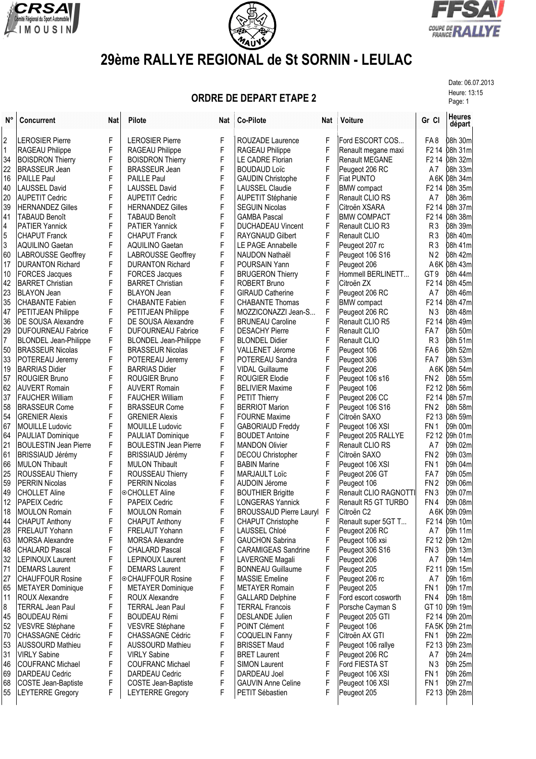# 29ème RALLYE REGIONAL de St SORNIN - LEULAC

Date: 06.07.2013
Heure: 13:15
Page: 1

## ORDRE DE DEPART ETAPE 2

| N° | Concurrent | Nat | Pilote | Nat | Co-Pilote | Nat | Voiture | Gr Cl | Heures départ |
|---|---|---|---|---|---|---|---|---|---|
| 2 | LEROSIER Pierre | F | LEROSIER Pierre | F | ROUZADE Laurence | F | Ford ESCORT COS... | FA 8 | 08h 30m |
| 1 | RAGEAU Philippe | F | RAGEAU Philippe | F | RAGEAU Philippe | F | Renault megane maxi | F2 14 | 08h 31m |
| 34 | BOISDRON Thierry | F | BOISDRON Thierry | F | LE CADRE Florian | F | Renault MEGANE | F2 14 | 08h 32m |
| 22 | BRASSEUR Jean | F | BRASSEUR Jean | F | BOUDAUD Loïc | F | Peugeot 206 RC | A 7 | 08h 33m |
| 16 | PAILLE Paul | F | PAILLE Paul | F | GAUDIN Christophe | F | Fiat PUNTO | A 6K | 08h 34m |
| 40 | LAUSSEL David | F | LAUSSEL David | F | LAUSSEL Claudie | F | BMW compact | F2 14 | 08h 35m |
| 20 | AUPETIT Cedric | F | AUPETIT Cedric | F | AUPETIT Stéphanie | F | Renault CLIO RS | A 7 | 08h 36m |
| 39 | HERNANDEZ Gilles | F | HERNANDEZ Gilles | F | SEGUIN Nicolas | F | Citroën XSARA | F2 14 | 08h 37m |
| 41 | TABAUD Benoît | F | TABAUD Benoît | F | GAMBA Pascal | F | BMW COMPACT | F2 14 | 08h 38m |
| 4 | PATIER Yannick | F | PATIER Yannick | F | DUCHADEAU Vincent | F | Renault CLIO R3 | R 3 | 08h 39m |
| 5 | CHAPUT Franck | F | CHAPUT Franck | F | RAYGNAUD Gilbert | F | Renault CLIO | R 3 | 08h 40m |
| 3 | AQUILINO Gaetan | F | AQUILINO Gaetan | F | LE PAGE Annabelle | F | Peugeot 207 rc | R 3 | 08h 41m |
| 14 | LABROUSSE Geoffrey | F | LABROUSSE Geoffrey | F | NAUDON Nathaël | F | Peugeot 106 S16 | N 2 | 08h 42m |
| 17 | DURANTON Richard | F | DURANTON Richard | F | POURSAIN Yann | F | Peugeot 206 | A 6K | 08h 43m |
| 10 | FORCES Jacques | F | FORCES Jacques | F | BRUGERON Thierry | F | Hommell BERLINETT... | GT 9 | 08h 44m |
| 42 | BARRET Christian | F | BARRET Christian | F | ROBERT Bruno | F | Citroën ZX | F2 14 | 08h 45m |
| 23 | BLAYON Jean | F | BLAYON Jean | F | GIRAUD Catherine | F | Peugeot 206 RC | A 7 | 08h 46m |
| 35 | CHABANTE Fabien | F | CHABANTE Fabien | F | CHABANTE Thomas | F | BMW compact | F2 14 | 08h 47m |
| 47 | PETITJEAN Philippe | F | PETITJEAN Philippe | F | MOZZICONAZZI Jean-S... | F | Peugeot 206 RC | N 3 | 08h 48m |
| 36 | DE SOUSA Alexandre | F | DE SOUSA Alexandre | F | BRUNEAU Caroline | F | Renault CLIO R5 | F2 14 | 08h 49m |
| 29 | DUFOURNEAU Fabrice | F | DUFOURNEAU Fabrice | F | DESACHY Pierre | F | Renault CLIO | FA 7 | 08h 50m |
| 7 | BLONDEL Jean-Philippe | F | BLONDEL Jean-Philippe | F | BLONDEL Didier | F | Renault CLIO | R 3 | 08h 51m |
| 50 | BRASSEUR Nicolas | F | BRASSEUR Nicolas | F | VALLENET Jérome | F | Peugeot 106 | FA 6 | 08h 52m |
| 33 | POTEREAU Jeremy | F | POTEREAU Jeremy | F | POTEREAU Sandra | F | Peugeot 306 | FA 7 | 08h 53m |
| 19 | BARRIAS Didier | F | BARRIAS Didier | F | VIDAL Guillaume | F | Peugeot 206 | A 6K | 08h 54m |
| 57 | ROUGIER Bruno | F | ROUGIER Bruno | F | ROUGIER Elodie | F | Peugeot 106 s16 | FN 2 | 08h 55m |
| 62 | AUVERT Romain | F | AUVERT Romain | F | BELIVIER Maxime | F | Peugeot 106 | F2 12 | 08h 56m |
| 37 | FAUCHER William | F | FAUCHER William | F | PETIT Thierry | F | Peugeot 206 CC | F2 14 | 08h 57m |
| 58 | BRASSEUR Come | F | BRASSEUR Come | F | BERRIOT Marion | F | Peugeot 106 S16 | FN 2 | 08h 58m |
| 54 | GRENIER Alexis | F | GRENIER Alexis | F | FOURNE Maxime | F | Citroën SAXO | F2 13 | 08h 59m |
| 67 | MOUILLE Ludovic | F | MOUILLE Ludovic | F | GABORIAUD Freddy | F | Peugeot 106 XSI | FN 1 | 09h 00m |
| 64 | PAULIAT Dominique | F | PAULIAT Dominique | F | BOUDET Antoine | F | Peugeot 205 RALLYE | F2 12 | 09h 01m |
| 21 | BOULESTIN Jean Pierre | F | BOULESTIN Jean Pierre | F | MANDON Olivier | F | Renault CLIO RS | A 7 | 09h 02m |
| 61 | BRISSIAUD Jérémy | F | BRISSIAUD Jérémy | F | DECOU Christopher | F | Citroën SAXO | FN 2 | 09h 03m |
| 66 | MULON Thibault | F | MULON Thibault | F | BABIN Marine | F | Peugeot 106 XSI | FN 1 | 09h 04m |
| 25 | ROUSSEAU Thierry | F | ROUSSEAU Thierry | F | MARJAULT Loïc | F | Peugeot 206 GT | FA 7 | 09h 05m |
| 59 | PERRIN Nicolas | F | PERRIN Nicolas | F | AUDOIN Jérome | F | Peugeot 106 | FN 2 | 09h 06m |
| 49 | CHOLLET Aline | F | ⊙CHOLLET Aline | F | BOUTHIER Brigitte | F | Renault CLIO RAGNOTTI | FN 3 | 09h 07m |
| 12 | PAPEIX Cedric | F | PAPEIX Cedric | F | LONGERAS Yannick | F | Renault R5 GT TURBO | FN 4 | 09h 08m |
| 18 | MOULON Romain | F | MOULON Romain | F | BROUSSAUD Pierre Lauryl | F | Citroën C2 | A 6K | 09h 09m |
| 44 | CHAPUT Anthony | F | CHAPUT Anthony | F | CHAPUT Christophe | F | Renault super 5GT T... | F2 14 | 09h 10m |
| 28 | FRELAUT Yohann | F | FRELAUT Yohann | F | LAUSSEL Chloé | F | Peugeot 206 RC | A 7 | 09h 11m |
| 63 | MORSA Alexandre | F | MORSA Alexandre | F | GAUCHON Sabrina | F | Peugeot 106 xsi | F2 12 | 09h 12m |
| 48 | CHALARD Pascal | F | CHALARD Pascal | F | CARAMIGEAS Sandrine | F | Peugeot 306 S16 | FN 3 | 09h 13m |
| 32 | LEPINOUX Laurent | F | LEPINOUX Laurent | F | LAVERGNE Magali | F | Peugeot 206 | A 7 | 09h 14m |
| 71 | DEMARS Laurent | F | DEMARS Laurent | F | BONNEAU Guillaume | F | Peugeot 205 | F2 11 | 09h 15m |
| 27 | CHAUFFOUR Rosine | F | ⊙CHAUFFOUR Rosine | F | MASSIE Emeline | F | Peugeot 206 rc | A 7 | 09h 16m |
| 65 | METAYER Dominique | F | METAYER Dominique | F | METAYER Romain | F | Peugeot 205 | FN 1 | 09h 17m |
| 11 | ROUX Alexandre | F | ROUX Alexandre | F | GALLARD Delphine | F | Ford escort cosworth | FN 4 | 09h 18m |
| 8 | TERRAL Jean Paul | F | TERRAL Jean Paul | F | TERRAL Francois | F | Porsche Cayman S | GT 10 | 09h 19m |
| 45 | BOUDEAU Rémi | F | BOUDEAU Rémi | F | DESLANDE Julien | F | Peugeot 205 GTI | F2 14 | 09h 20m |
| 52 | VESVRE Stéphane | F | VESVRE Stéphane | F | POINT Clément | F | Peugeot 106 | FA 5K | 09h 21m |
| 70 | CHASSAGNE Cédric | F | CHASSAGNE Cédric | F | COQUELIN Fanny | F | Citroën AX GTI | FN 1 | 09h 22m |
| 53 | AUSSOURD Mathieu | F | AUSSOURD Mathieu | F | BRISSET Maud | F | Peugeot 106 rallye | F2 13 | 09h 23m |
| 31 | VIRLY Sabine | F | VIRLY Sabine | F | BRET Laurent | F | Peugeot 206 RC | A 7 | 09h 24m |
| 46 | COUFRANC Michael | F | COUFRANC Michael | F | SIMON Laurent | F | Ford FIESTA ST | N 3 | 09h 25m |
| 69 | DARDEAU Cedric | F | DARDEAU Cedric | F | DARDEAU Joel | F | Peugeot 106 XSI | FN 1 | 09h 26m |
| 68 | COSTE Jean-Baptiste | F | COSTE Jean-Baptiste | F | GAUVIN Anne Celine | F | Peugeot 106 XSI | FN 1 | 09h 27m |
| 55 | LEYTERRE Gregory | F | LEYTERRE Gregory | F | PETIT Sébastien | F | Peugeot 205 | F2 13 | 09h 28m |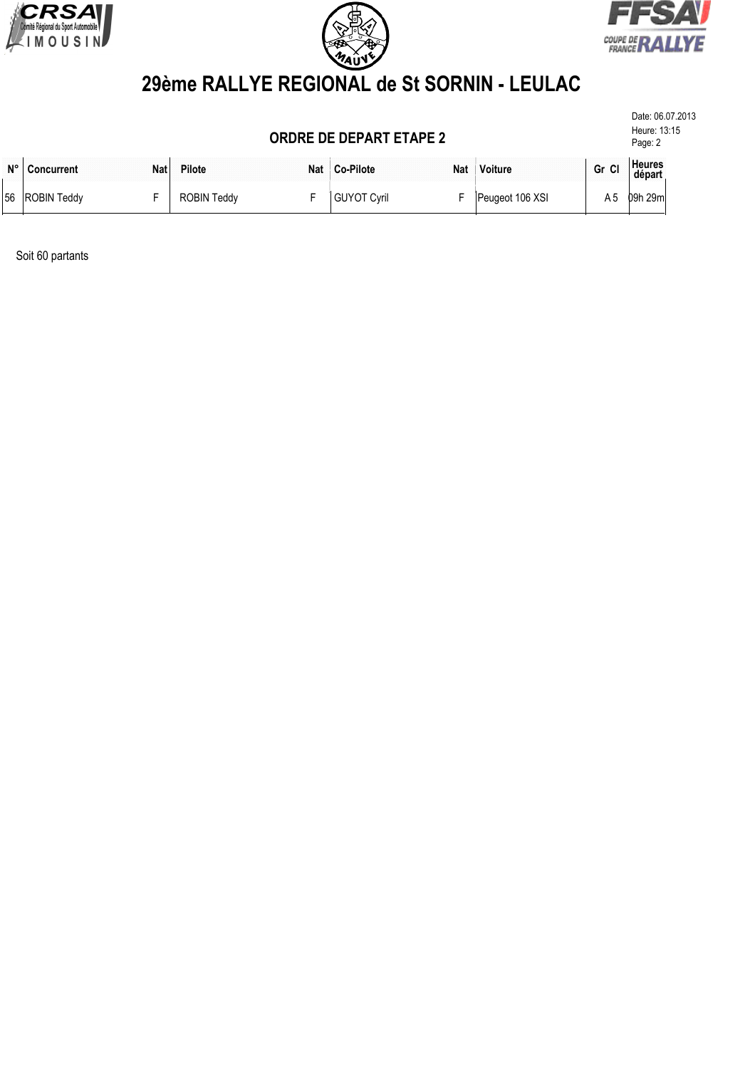# 29ème RALLYE REGIONAL de St SORNIN - LEULAC

Date: 06.07.2013
Heure: 13:15

## ORDRE DE DEPART ETAPE 2

| N° | Concurrent | Nat | Pilote | Nat | Co-Pilote | Nat | Voiture | Gr Cl | Heures départ |
|---|---|---|---|---|---|---|---|---|---|
| 56 | ROBIN Teddy | F | ROBIN Teddy | F | GUYOT Cyril | F | Peugeot 106 XSI | A 5 | 09h 29m |

Soit 60 partants